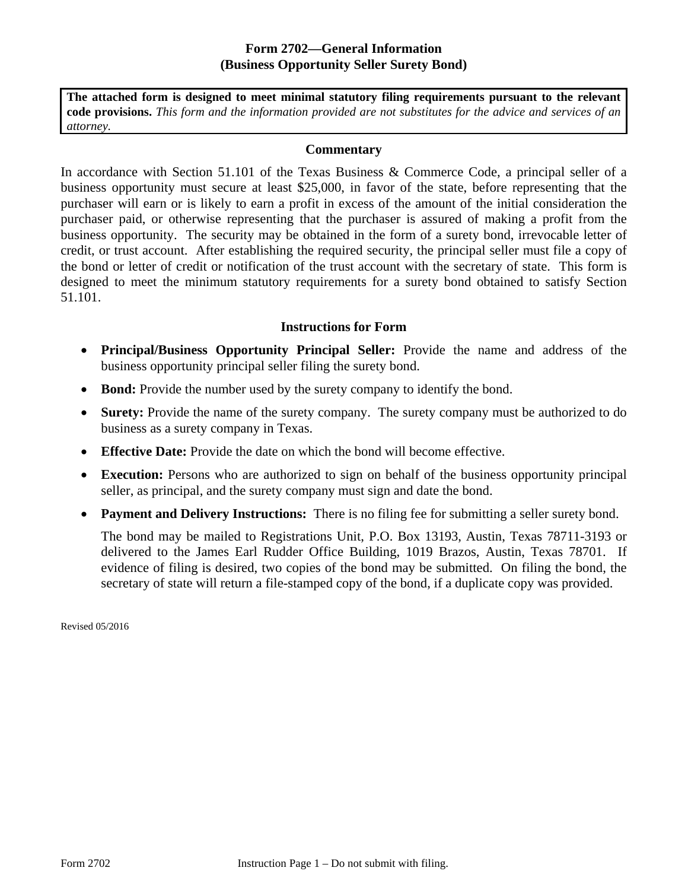# Form 2702—General Information
## (Business Opportunity Seller Surety Bond)

**The attached form is designed to meet minimal statutory filing requirements pursuant to the relevant code provisions.** *This form and the information provided are not substitutes for the advice and services of an attorney.*

### Commentary

In accordance with Section 51.101 of the Texas Business & Commerce Code, a principal seller of a business opportunity must secure at least $25,000, in favor of the state, before representing that the purchaser will earn or is likely to earn a profit in excess of the amount of the initial consideration the purchaser paid, or otherwise representing that the purchaser is assured of making a profit from the business opportunity. The security may be obtained in the form of a surety bond, irrevocable letter of credit, or trust account. After establishing the required security, the principal seller must file a copy of the bond or letter of credit or notification of the trust account with the secretary of state. This form is designed to meet the minimum statutory requirements for a surety bond obtained to satisfy Section 51.101.

### Instructions for Form

- **Principal/Business Opportunity Principal Seller:** Provide the name and address of the business opportunity principal seller filing the surety bond.
- **Bond:** Provide the number used by the surety company to identify the bond.
- **Surety:** Provide the name of the surety company. The surety company must be authorized to do business as a surety company in Texas.
- **Effective Date:** Provide the date on which the bond will become effective.
- **Execution:** Persons who are authorized to sign on behalf of the business opportunity principal seller, as principal, and the surety company must sign and date the bond.
- **Payment and Delivery Instructions:** There is no filing fee for submitting a seller surety bond.

  The bond may be mailed to Registrations Unit, P.O. Box 13193, Austin, Texas 78711-3193 or delivered to the James Earl Rudder Office Building, 1019 Brazos, Austin, Texas 78701. If evidence of filing is desired, two copies of the bond may be submitted. On filing the bond, the secretary of state will return a file-stamped copy of the bond, if a duplicate copy was provided.

Revised 05/2016

Form 2702 Instruction Page 1 – Do not submit with filing.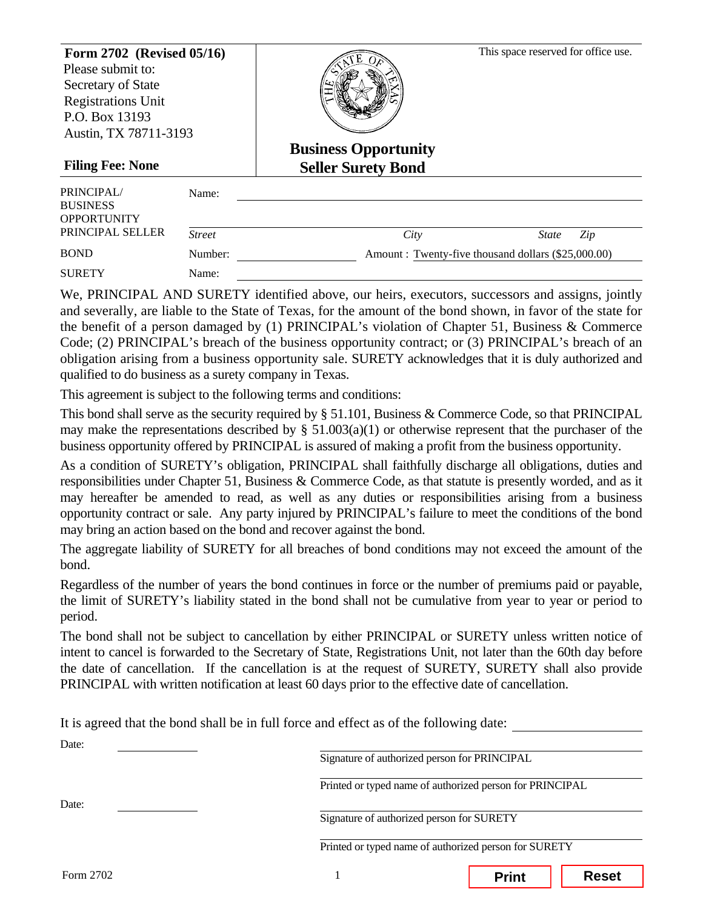**Form 2702 (Revised 05/16)**
Please submit to:
Secretary of State
Registrations Unit
P.O. Box 13193
Austin, TX 78711-3193

**Filing Fee: None**

This space reserved for office use.

# Business Opportunity Seller Surety Bond

| | | | |
|---|---|---|---|
| PRINCIPAL/ BUSINESS OPPORTUNITY PRINCIPAL SELLER | Name: | | |
| | *Street* | *City* | *State Zip* |
| BOND | Number: | Amount : Twenty-five thousand dollars ($25,000.00) | |
| SURETY | Name: | | |

We, PRINCIPAL AND SURETY identified above, our heirs, executors, successors and assigns, jointly and severally, are liable to the State of Texas, for the amount of the bond shown, in favor of the state for the benefit of a person damaged by (1) PRINCIPAL's violation of Chapter 51, Business & Commerce Code; (2) PRINCIPAL's breach of the business opportunity contract; or (3) PRINCIPAL's breach of an obligation arising from a business opportunity sale. SURETY acknowledges that it is duly authorized and qualified to do business as a surety company in Texas.

This agreement is subject to the following terms and conditions:

This bond shall serve as the security required by § 51.101, Business & Commerce Code, so that PRINCIPAL may make the representations described by § 51.003(a)(1) or otherwise represent that the purchaser of the business opportunity offered by PRINCIPAL is assured of making a profit from the business opportunity.

As a condition of SURETY's obligation, PRINCIPAL shall faithfully discharge all obligations, duties and responsibilities under Chapter 51, Business & Commerce Code, as that statute is presently worded, and as it may hereafter be amended to read, as well as any duties or responsibilities arising from a business opportunity contract or sale. Any party injured by PRINCIPAL's failure to meet the conditions of the bond may bring an action based on the bond and recover against the bond.

The aggregate liability of SURETY for all breaches of bond conditions may not exceed the amount of the bond.

Regardless of the number of years the bond continues in force or the number of premiums paid or payable, the limit of SURETY's liability stated in the bond shall not be cumulative from year to year or period to period.

The bond shall not be subject to cancellation by either PRINCIPAL or SURETY unless written notice of intent to cancel is forwarded to the Secretary of State, Registrations Unit, not later than the 60th day before the date of cancellation. If the cancellation is at the request of SURETY, SURETY shall also provide PRINCIPAL with written notification at least 60 days prior to the effective date of cancellation.

It is agreed that the bond shall be in full force and effect as of the following date: ______________

Date: ____________

______________________________
Signature of authorized person for PRINCIPAL

______________________________
Printed or typed name of authorized person for PRINCIPAL

Date: ____________

______________________________
Signature of authorized person for SURETY

______________________________
Printed or typed name of authorized person for SURETY

Form 2702